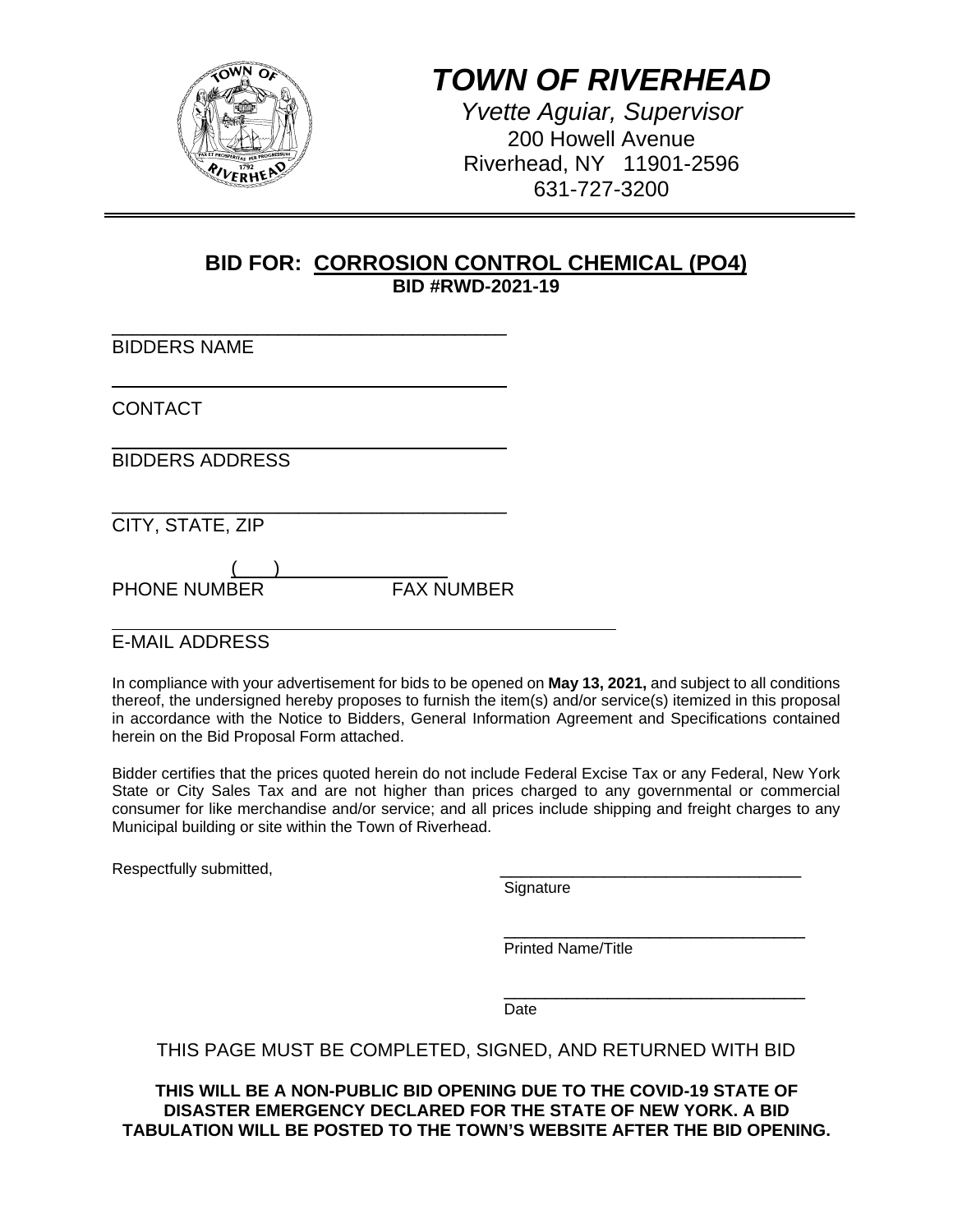# *TOWN OF RIVERHEAD*

*Yvette Aguiar, Supervisor*
200 Howell Avenue
Riverhead, NY 11901-2596
631-727-3200

---

## BID FOR: CORROSION CONTROL CHEMICAL (PO4)

**BID #RWD-2021-19**

\_\_\_\_\_\_\_\_\_\_\_\_\_\_\_\_\_\_\_\_\_\_\_\_\_\_\_\_\_\_\_\_\_\_\_\_\_\_\_\_
BIDDERS NAME

\_\_\_\_\_\_\_\_\_\_\_\_\_\_\_\_\_\_\_\_\_\_\_\_\_\_\_\_\_\_\_\_\_\_\_\_\_\_\_\_
CONTACT

\_\_\_\_\_\_\_\_\_\_\_\_\_\_\_\_\_\_\_\_\_\_\_\_\_\_\_\_\_\_\_\_\_\_\_\_\_\_\_\_
BIDDERS ADDRESS

\_\_\_\_\_\_\_\_\_\_\_\_\_\_\_\_\_\_\_\_\_\_\_\_\_\_\_\_\_\_\_\_\_\_\_\_\_\_\_\_
CITY, STATE, ZIP

(\_\_\_)\_\_\_\_\_\_\_\_\_\_\_\_\_\_\_\_\_\_
PHONE NUMBER FAX NUMBER

\_\_\_\_\_\_\_\_\_\_\_\_\_\_\_\_\_\_\_\_\_\_\_\_\_\_\_\_\_\_\_\_\_\_\_\_\_\_\_\_\_\_\_\_\_\_\_\_\_\_
E-MAIL ADDRESS

In compliance with your advertisement for bids to be opened on **May 13, 2021,** and subject to all conditions thereof, the undersigned hereby proposes to furnish the item(s) and/or service(s) itemized in this proposal in accordance with the Notice to Bidders, General Information Agreement and Specifications contained herein on the Bid Proposal Form attached.

Bidder certifies that the prices quoted herein do not include Federal Excise Tax or any Federal, New York State or City Sales Tax and are not higher than prices charged to any governmental or commercial consumer for like merchandise and/or service; and all prices include shipping and freight charges to any Municipal building or site within the Town of Riverhead.

Respectfully submitted,

\_\_\_\_\_\_\_\_\_\_\_\_\_\_\_\_\_\_\_\_\_\_\_\_\_\_\_\_\_\_\_\_\_\_\_\_
Signature

\_\_\_\_\_\_\_\_\_\_\_\_\_\_\_\_\_\_\_\_\_\_\_\_\_\_\_\_\_\_\_\_\_\_\_\_
Printed Name/Title

\_\_\_\_\_\_\_\_\_\_\_\_\_\_\_\_\_\_\_\_\_\_\_\_\_\_\_\_\_\_\_\_\_\_\_\_
Date

THIS PAGE MUST BE COMPLETED, SIGNED, AND RETURNED WITH BID

**THIS WILL BE A NON-PUBLIC BID OPENING DUE TO THE COVID-19 STATE OF DISASTER EMERGENCY DECLARED FOR THE STATE OF NEW YORK. A BID TABULATION WILL BE POSTED TO THE TOWN'S WEBSITE AFTER THE BID OPENING.**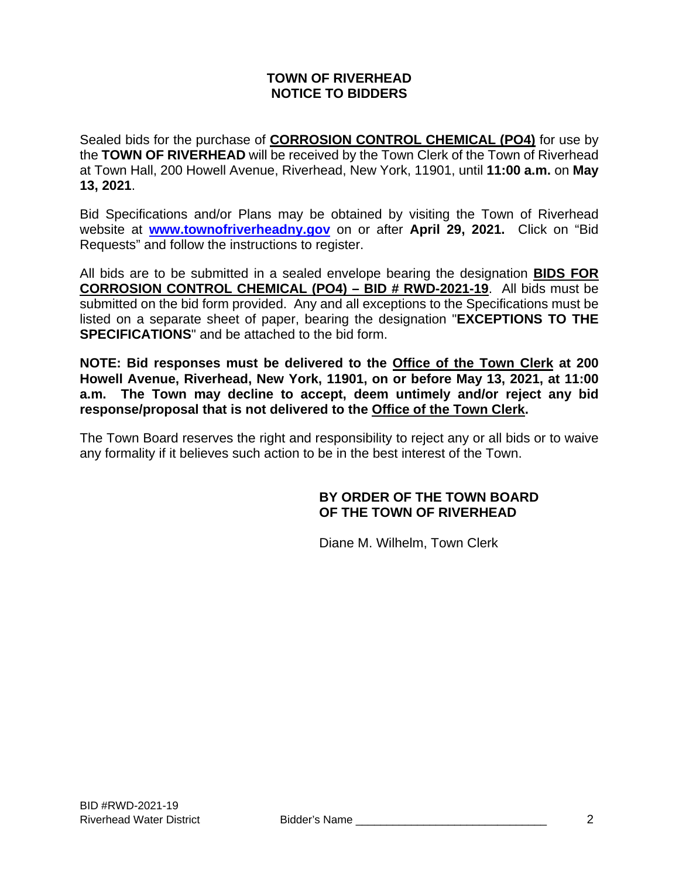# TOWN OF RIVERHEAD
# NOTICE TO BIDDERS

Sealed bids for the purchase of **CORROSION CONTROL CHEMICAL (PO4)** for use by the **TOWN OF RIVERHEAD** will be received by the Town Clerk of the Town of Riverhead at Town Hall, 200 Howell Avenue, Riverhead, New York, 11901, until **11:00 a.m.** on **May 13, 2021**.

Bid Specifications and/or Plans may be obtained by visiting the Town of Riverhead website at **www.townofriverheadny.gov** on or after **April 29, 2021.** Click on "Bid Requests" and follow the instructions to register.

All bids are to be submitted in a sealed envelope bearing the designation **BIDS FOR CORROSION CONTROL CHEMICAL (PO4) – BID # RWD-2021-19**. All bids must be submitted on the bid form provided. Any and all exceptions to the Specifications must be listed on a separate sheet of paper, bearing the designation "**EXCEPTIONS TO THE SPECIFICATIONS**" and be attached to the bid form.

**NOTE: Bid responses must be delivered to the Office of the Town Clerk at 200 Howell Avenue, Riverhead, New York, 11901, on or before May 13, 2021, at 11:00 a.m. The Town may decline to accept, deem untimely and/or reject any bid response/proposal that is not delivered to the Office of the Town Clerk.**

The Town Board reserves the right and responsibility to reject any or all bids or to waive any formality if it believes such action to be in the best interest of the Town.

**BY ORDER OF THE TOWN BOARD**
**OF THE TOWN OF RIVERHEAD**

Diane M. Wilhelm, Town Clerk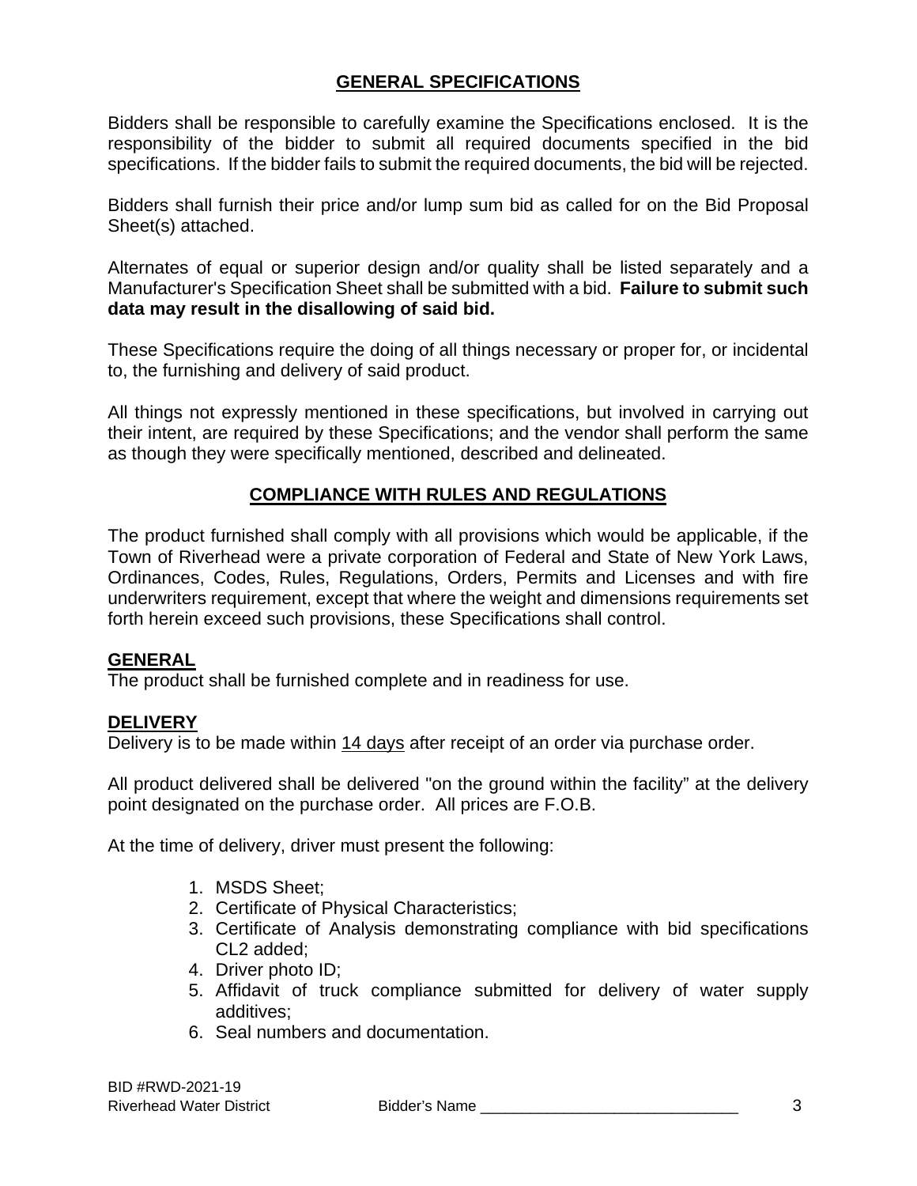## GENERAL SPECIFICATIONS

Bidders shall be responsible to carefully examine the Specifications enclosed. It is the responsibility of the bidder to submit all required documents specified in the bid specifications. If the bidder fails to submit the required documents, the bid will be rejected.

Bidders shall furnish their price and/or lump sum bid as called for on the Bid Proposal Sheet(s) attached.

Alternates of equal or superior design and/or quality shall be listed separately and a Manufacturer's Specification Sheet shall be submitted with a bid. **Failure to submit such data may result in the disallowing of said bid.**

These Specifications require the doing of all things necessary or proper for, or incidental to, the furnishing and delivery of said product.

All things not expressly mentioned in these specifications, but involved in carrying out their intent, are required by these Specifications; and the vendor shall perform the same as though they were specifically mentioned, described and delineated.

## COMPLIANCE WITH RULES AND REGULATIONS

The product furnished shall comply with all provisions which would be applicable, if the Town of Riverhead were a private corporation of Federal and State of New York Laws, Ordinances, Codes, Rules, Regulations, Orders, Permits and Licenses and with fire underwriters requirement, except that where the weight and dimensions requirements set forth herein exceed such provisions, these Specifications shall control.

### GENERAL

The product shall be furnished complete and in readiness for use.

### DELIVERY

Delivery is to be made within 14 days after receipt of an order via purchase order.

All product delivered shall be delivered "on the ground within the facility" at the delivery point designated on the purchase order. All prices are F.O.B.

At the time of delivery, driver must present the following:

1. MSDS Sheet;
2. Certificate of Physical Characteristics;
3. Certificate of Analysis demonstrating compliance with bid specifications CL2 added;
4. Driver photo ID;
5. Affidavit of truck compliance submitted for delivery of water supply additives;
6. Seal numbers and documentation.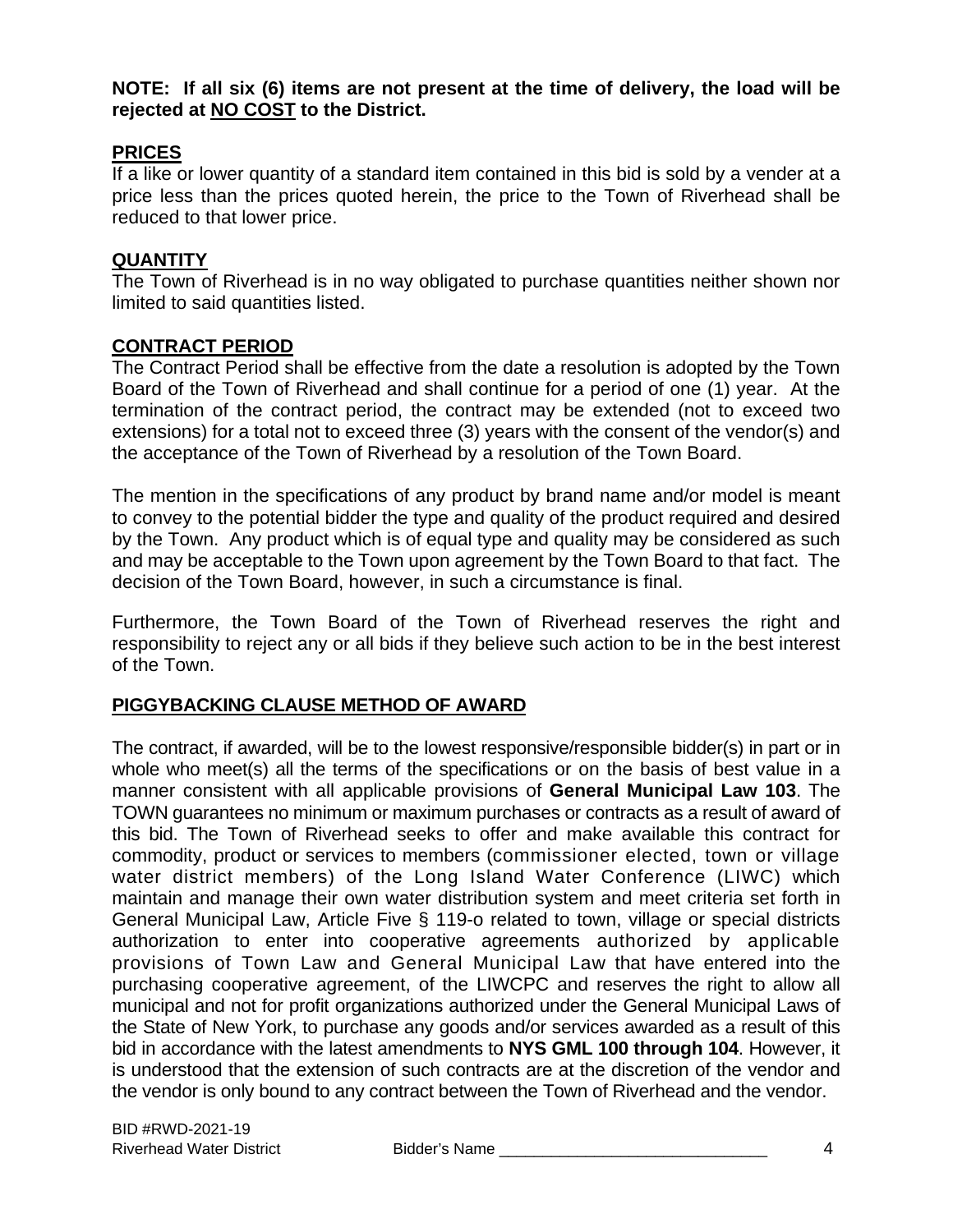**NOTE: If all six (6) items are not present at the time of delivery, the load will be rejected at <u>NO COST</u> to the District.**

## PRICES

If a like or lower quantity of a standard item contained in this bid is sold by a vender at a price less than the prices quoted herein, the price to the Town of Riverhead shall be reduced to that lower price.

## QUANTITY

The Town of Riverhead is in no way obligated to purchase quantities neither shown nor limited to said quantities listed.

## CONTRACT PERIOD

The Contract Period shall be effective from the date a resolution is adopted by the Town Board of the Town of Riverhead and shall continue for a period of one (1) year. At the termination of the contract period, the contract may be extended (not to exceed two extensions) for a total not to exceed three (3) years with the consent of the vendor(s) and the acceptance of the Town of Riverhead by a resolution of the Town Board.

The mention in the specifications of any product by brand name and/or model is meant to convey to the potential bidder the type and quality of the product required and desired by the Town. Any product which is of equal type and quality may be considered as such and may be acceptable to the Town upon agreement by the Town Board to that fact. The decision of the Town Board, however, in such a circumstance is final.

Furthermore, the Town Board of the Town of Riverhead reserves the right and responsibility to reject any or all bids if they believe such action to be in the best interest of the Town.

## PIGGYBACKING CLAUSE METHOD OF AWARD

The contract, if awarded, will be to the lowest responsive/responsible bidder(s) in part or in whole who meet(s) all the terms of the specifications or on the basis of best value in a manner consistent with all applicable provisions of **General Municipal Law 103**. The TOWN guarantees no minimum or maximum purchases or contracts as a result of award of this bid. The Town of Riverhead seeks to offer and make available this contract for commodity, product or services to members (commissioner elected, town or village water district members) of the Long Island Water Conference (LIWC) which maintain and manage their own water distribution system and meet criteria set forth in General Municipal Law, Article Five § 119-o related to town, village or special districts authorization to enter into cooperative agreements authorized by applicable provisions of Town Law and General Municipal Law that have entered into the purchasing cooperative agreement, of the LIWCPC and reserves the right to allow all municipal and not for profit organizations authorized under the General Municipal Laws of the State of New York, to purchase any goods and/or services awarded as a result of this bid in accordance with the latest amendments to **NYS GML 100 through 104**. However, it is understood that the extension of such contracts are at the discretion of the vendor and the vendor is only bound to any contract between the Town of Riverhead and the vendor.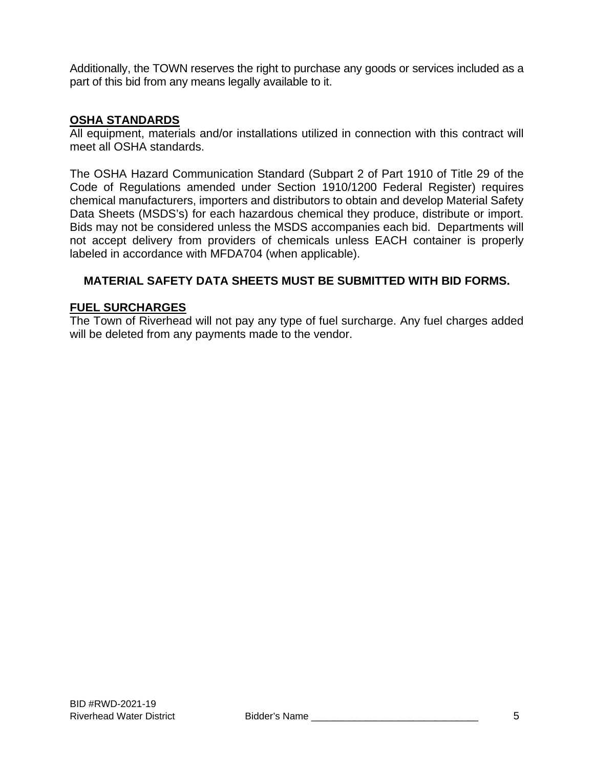Additionally, the TOWN reserves the right to purchase any goods or services included as a part of this bid from any means legally available to it.

## OSHA STANDARDS

All equipment, materials and/or installations utilized in connection with this contract will meet all OSHA standards.

The OSHA Hazard Communication Standard (Subpart 2 of Part 1910 of Title 29 of the Code of Regulations amended under Section 1910/1200 Federal Register) requires chemical manufacturers, importers and distributors to obtain and develop Material Safety Data Sheets (MSDS's) for each hazardous chemical they produce, distribute or import. Bids may not be considered unless the MSDS accompanies each bid. Departments will not accept delivery from providers of chemicals unless EACH container is properly labeled in accordance with MFDA704 (when applicable).

**MATERIAL SAFETY DATA SHEETS MUST BE SUBMITTED WITH BID FORMS.**

## FUEL SURCHARGES

The Town of Riverhead will not pay any type of fuel surcharge. Any fuel charges added will be deleted from any payments made to the vendor.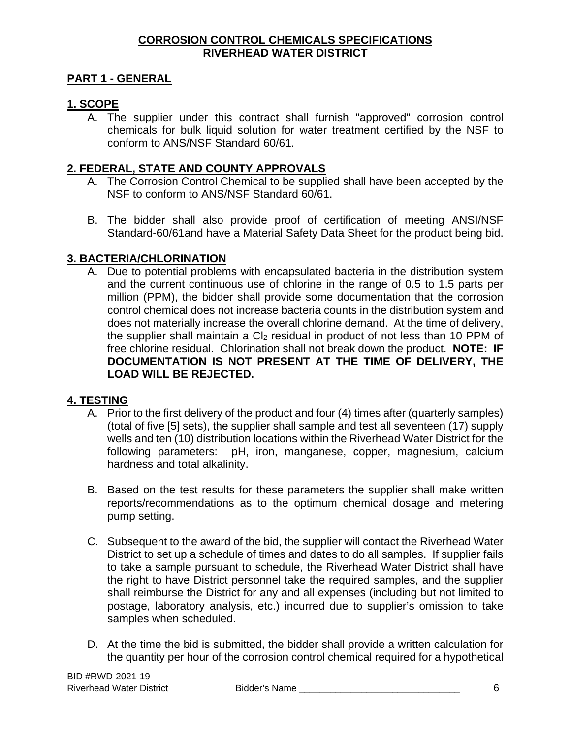**CORROSION CONTROL CHEMICALS SPECIFICATIONS**
**RIVERHEAD WATER DISTRICT**

## PART 1 - GENERAL

### 1. SCOPE

A. The supplier under this contract shall furnish "approved" corrosion control chemicals for bulk liquid solution for water treatment certified by the NSF to conform to ANS/NSF Standard 60/61.

### 2. FEDERAL, STATE AND COUNTY APPROVALS

A. The Corrosion Control Chemical to be supplied shall have been accepted by the NSF to conform to ANS/NSF Standard 60/61.

B. The bidder shall also provide proof of certification of meeting ANSI/NSF Standard-60/61and have a Material Safety Data Sheet for the product being bid.

### 3. BACTERIA/CHLORINATION

A. Due to potential problems with encapsulated bacteria in the distribution system and the current continuous use of chlorine in the range of 0.5 to 1.5 parts per million (PPM), the bidder shall provide some documentation that the corrosion control chemical does not increase bacteria counts in the distribution system and does not materially increase the overall chlorine demand. At the time of delivery, the supplier shall maintain a $Cl_2$ residual in product of not less than 10 PPM of free chlorine residual. Chlorination shall not break down the product. **NOTE: IF DOCUMENTATION IS NOT PRESENT AT THE TIME OF DELIVERY, THE LOAD WILL BE REJECTED.**

### 4. TESTING

A. Prior to the first delivery of the product and four (4) times after (quarterly samples) (total of five [5] sets), the supplier shall sample and test all seventeen (17) supply wells and ten (10) distribution locations within the Riverhead Water District for the following parameters: pH, iron, manganese, copper, magnesium, calcium hardness and total alkalinity.

B. Based on the test results for these parameters the supplier shall make written reports/recommendations as to the optimum chemical dosage and metering pump setting.

C. Subsequent to the award of the bid, the supplier will contact the Riverhead Water District to set up a schedule of times and dates to do all samples. If supplier fails to take a sample pursuant to schedule, the Riverhead Water District shall have the right to have District personnel take the required samples, and the supplier shall reimburse the District for any and all expenses (including but not limited to postage, laboratory analysis, etc.) incurred due to supplier's omission to take samples when scheduled.

D. At the time the bid is submitted, the bidder shall provide a written calculation for the quantity per hour of the corrosion control chemical required for a hypothetical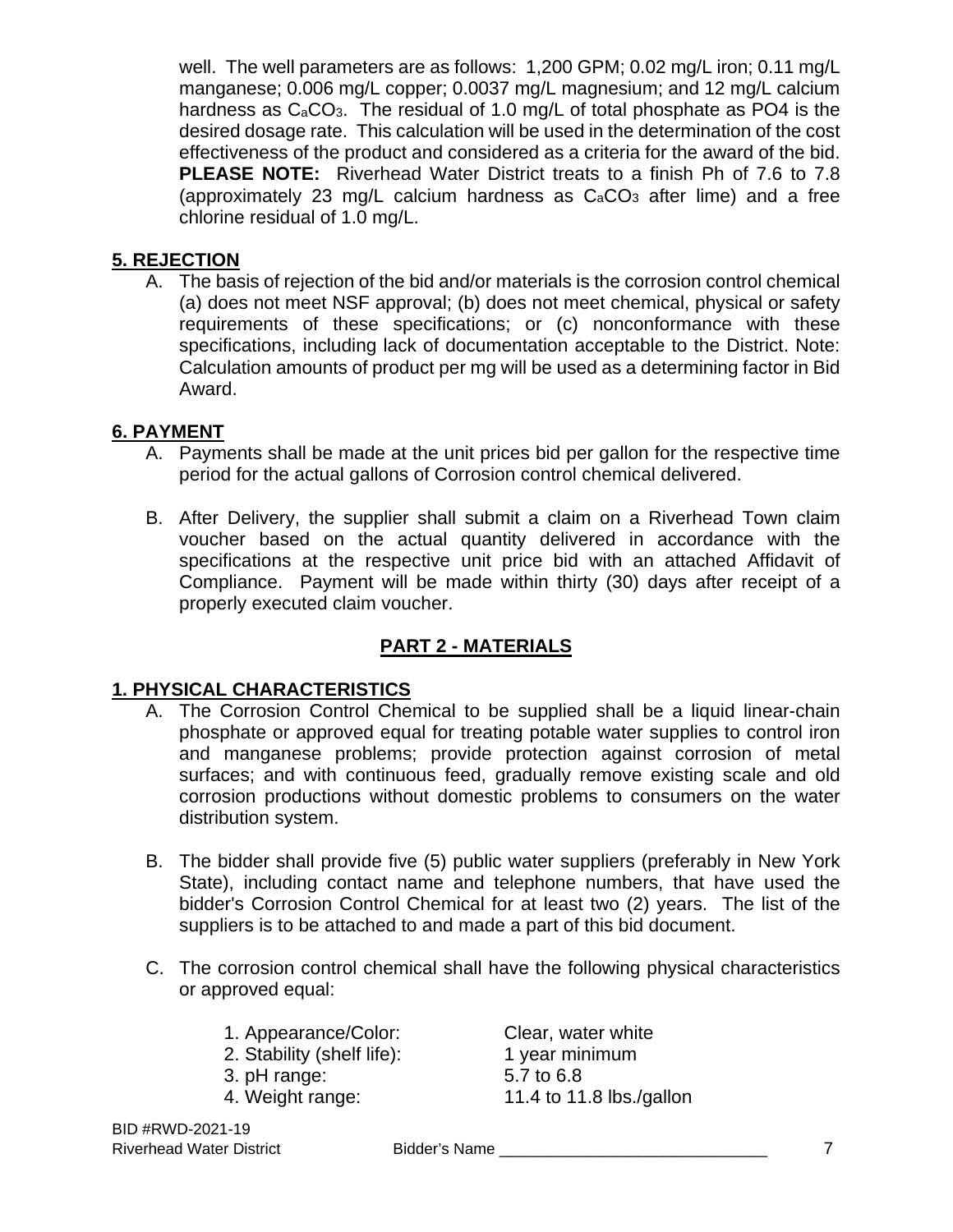well. The well parameters are as follows: 1,200 GPM; 0.02 mg/L iron; 0.11 mg/L manganese; 0.006 mg/L copper; 0.0037 mg/L magnesium; and 12 mg/L calcium hardness as $CaCO_3$. The residual of 1.0 mg/L of total phosphate as PO4 is the desired dosage rate. This calculation will be used in the determination of the cost effectiveness of the product and considered as a criteria for the award of the bid. **PLEASE NOTE:** Riverhead Water District treats to a finish Ph of 7.6 to 7.8 (approximately 23 mg/L calcium hardness as $CaCO_3$ after lime) and a free chlorine residual of 1.0 mg/L.

## 5. REJECTION

A. The basis of rejection of the bid and/or materials is the corrosion control chemical (a) does not meet NSF approval; (b) does not meet chemical, physical or safety requirements of these specifications; or (c) nonconformance with these specifications, including lack of documentation acceptable to the District. Note: Calculation amounts of product per mg will be used as a determining factor in Bid Award.

## 6. PAYMENT

A. Payments shall be made at the unit prices bid per gallon for the respective time period for the actual gallons of Corrosion control chemical delivered.

B. After Delivery, the supplier shall submit a claim on a Riverhead Town claim voucher based on the actual quantity delivered in accordance with the specifications at the respective unit price bid with an attached Affidavit of Compliance. Payment will be made within thirty (30) days after receipt of a properly executed claim voucher.

# PART 2 - MATERIALS

## 1. PHYSICAL CHARACTERISTICS

A. The Corrosion Control Chemical to be supplied shall be a liquid linear-chain phosphate or approved equal for treating potable water supplies to control iron and manganese problems; provide protection against corrosion of metal surfaces; and with continuous feed, gradually remove existing scale and old corrosion productions without domestic problems to consumers on the water distribution system.

B. The bidder shall provide five (5) public water suppliers (preferably in New York State), including contact name and telephone numbers, that have used the bidder's Corrosion Control Chemical for at least two (2) years. The list of the suppliers is to be attached to and made a part of this bid document.

C. The corrosion control chemical shall have the following physical characteristics or approved equal:

| | |
|---|---|
| 1. Appearance/Color: | Clear, water white |
| 2. Stability (shelf life): | 1 year minimum |
| 3. pH range: | 5.7 to 6.8 |
| 4. Weight range: | 11.4 to 11.8 lbs./gallon |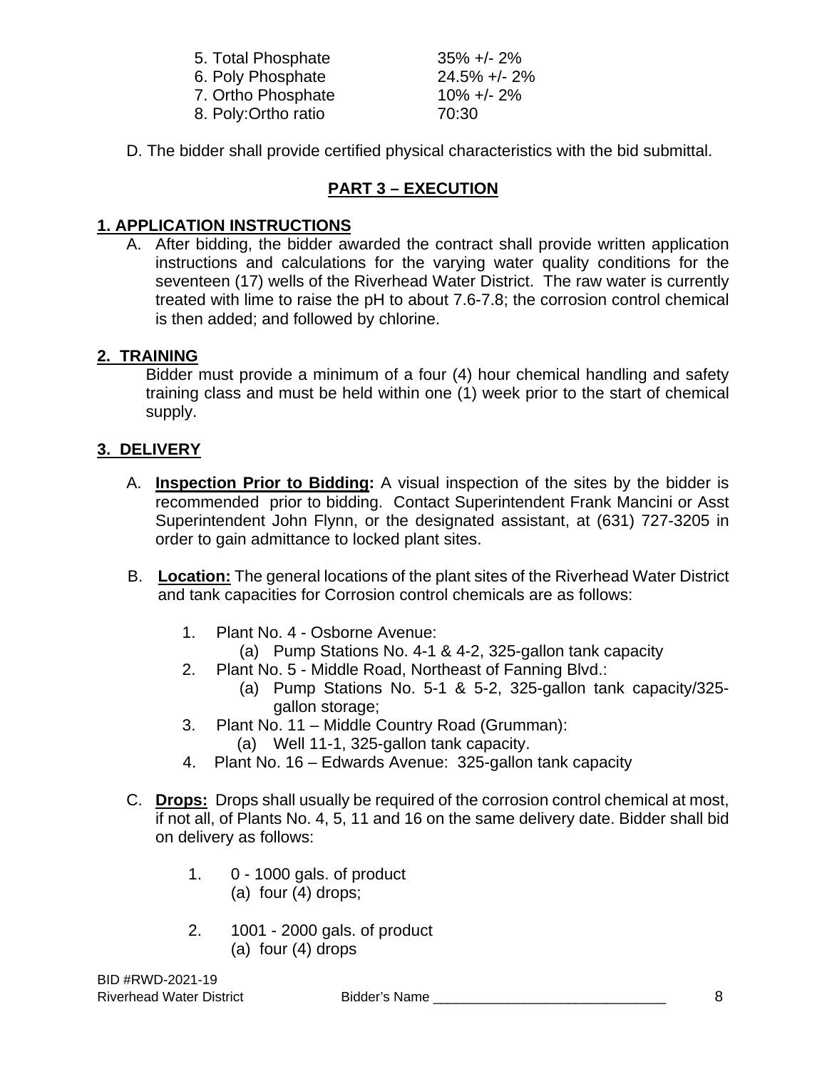5. Total Phosphate 35% +/- 2%
6. Poly Phosphate 24.5% +/- 2%
7. Ortho Phosphate 10% +/- 2%
8. Poly:Ortho ratio 70:30

D. The bidder shall provide certified physical characteristics with the bid submittal.

## PART 3 – EXECUTION

### 1. APPLICATION INSTRUCTIONS

A. After bidding, the bidder awarded the contract shall provide written application instructions and calculations for the varying water quality conditions for the seventeen (17) wells of the Riverhead Water District. The raw water is currently treated with lime to raise the pH to about 7.6-7.8; the corrosion control chemical is then added; and followed by chlorine.

### 2. TRAINING

Bidder must provide a minimum of a four (4) hour chemical handling and safety training class and must be held within one (1) week prior to the start of chemical supply.

### 3. DELIVERY

A. **Inspection Prior to Bidding:** A visual inspection of the sites by the bidder is recommended prior to bidding. Contact Superintendent Frank Mancini or Asst Superintendent John Flynn, or the designated assistant, at (631) 727-3205 in order to gain admittance to locked plant sites.

B. **Location:** The general locations of the plant sites of the Riverhead Water District and tank capacities for Corrosion control chemicals are as follows:

1. Plant No. 4 - Osborne Avenue:
   (a) Pump Stations No. 4-1 & 4-2, 325-gallon tank capacity
2. Plant No. 5 - Middle Road, Northeast of Fanning Blvd.:
   (a) Pump Stations No. 5-1 & 5-2, 325-gallon tank capacity/325-gallon storage;
3. Plant No. 11 – Middle Country Road (Grumman):
   (a) Well 11-1, 325-gallon tank capacity.
4. Plant No. 16 – Edwards Avenue: 325-gallon tank capacity

C. **Drops:** Drops shall usually be required of the corrosion control chemical at most, if not all, of Plants No. 4, 5, 11 and 16 on the same delivery date. Bidder shall bid on delivery as follows:

1. 0 - 1000 gals. of product
   (a) four (4) drops;

2. 1001 - 2000 gals. of product
   (a) four (4) drops

BID #RWD-2021-19
Riverhead Water District Bidder's Name ______________________________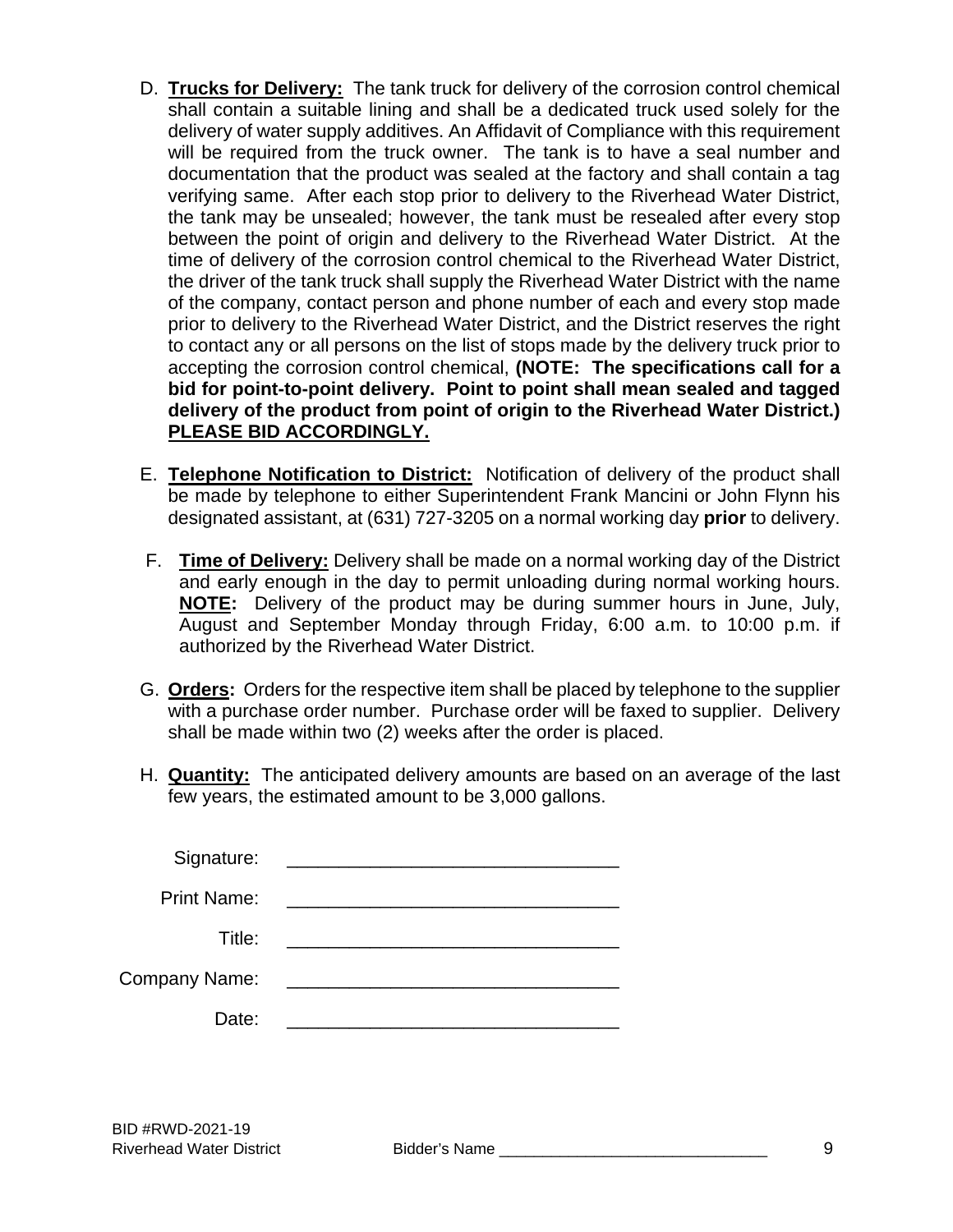D. **<u>Trucks for Delivery:</u>** The tank truck for delivery of the corrosion control chemical shall contain a suitable lining and shall be a dedicated truck used solely for the delivery of water supply additives. An Affidavit of Compliance with this requirement will be required from the truck owner. The tank is to have a seal number and documentation that the product was sealed at the factory and shall contain a tag verifying same. After each stop prior to delivery to the Riverhead Water District, the tank may be unsealed; however, the tank must be resealed after every stop between the point of origin and delivery to the Riverhead Water District. At the time of delivery of the corrosion control chemical to the Riverhead Water District, the driver of the tank truck shall supply the Riverhead Water District with the name of the company, contact person and phone number of each and every stop made prior to delivery to the Riverhead Water District, and the District reserves the right to contact any or all persons on the list of stops made by the delivery truck prior to accepting the corrosion control chemical, **(NOTE: The specifications call for a bid for point-to-point delivery. Point to point shall mean sealed and tagged delivery of the product from point of origin to the Riverhead Water District.) <u>PLEASE BID ACCORDINGLY.</u>**

E. **<u>Telephone Notification to District:</u>** Notification of delivery of the product shall be made by telephone to either Superintendent Frank Mancini or John Flynn his designated assistant, at (631) 727-3205 on a normal working day **prior** to delivery.

F. **<u>Time of Delivery:</u>** Delivery shall be made on a normal working day of the District and early enough in the day to permit unloading during normal working hours. **<u>NOTE</u>:** Delivery of the product may be during summer hours in June, July, August and September Monday through Friday, 6:00 a.m. to 10:00 p.m. if authorized by the Riverhead Water District.

G. **<u>Orders</u>:** Orders for the respective item shall be placed by telephone to the supplier with a purchase order number. Purchase order will be faxed to supplier. Delivery shall be made within two (2) weeks after the order is placed.

H. **<u>Quantity:</u>** The anticipated delivery amounts are based on an average of the last few years, the estimated amount to be 3,000 gallons.

Signature: ________________________________

Print Name: ________________________________

Title: ________________________________

Company Name: ________________________________

Date: ________________________________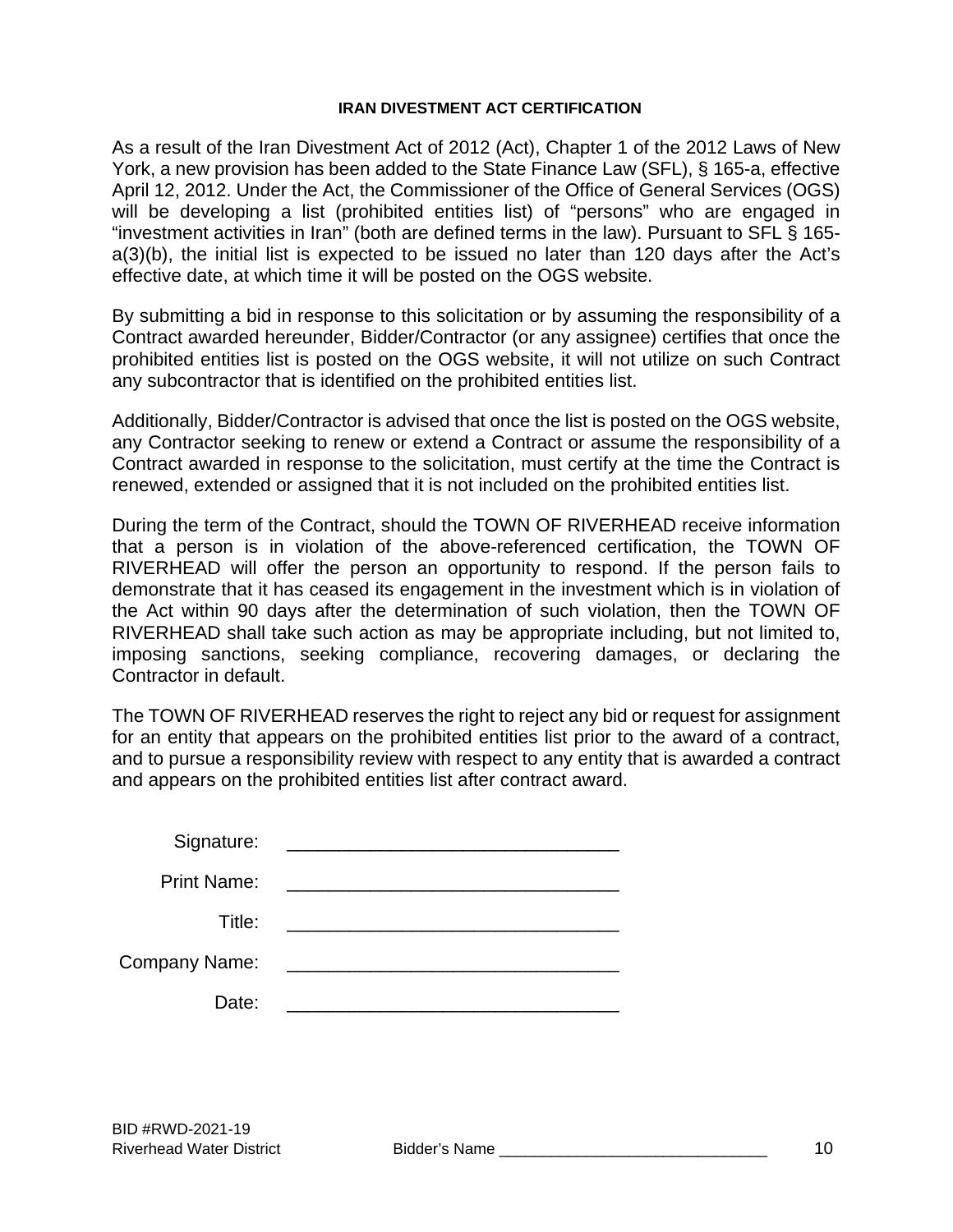## IRAN DIVESTMENT ACT CERTIFICATION

As a result of the Iran Divestment Act of 2012 (Act), Chapter 1 of the 2012 Laws of New York, a new provision has been added to the State Finance Law (SFL), § 165-a, effective April 12, 2012. Under the Act, the Commissioner of the Office of General Services (OGS) will be developing a list (prohibited entities list) of "persons" who are engaged in "investment activities in Iran" (both are defined terms in the law). Pursuant to SFL § 165-a(3)(b), the initial list is expected to be issued no later than 120 days after the Act's effective date, at which time it will be posted on the OGS website.

By submitting a bid in response to this solicitation or by assuming the responsibility of a Contract awarded hereunder, Bidder/Contractor (or any assignee) certifies that once the prohibited entities list is posted on the OGS website, it will not utilize on such Contract any subcontractor that is identified on the prohibited entities list.

Additionally, Bidder/Contractor is advised that once the list is posted on the OGS website, any Contractor seeking to renew or extend a Contract or assume the responsibility of a Contract awarded in response to the solicitation, must certify at the time the Contract is renewed, extended or assigned that it is not included on the prohibited entities list.

During the term of the Contract, should the TOWN OF RIVERHEAD receive information that a person is in violation of the above-referenced certification, the TOWN OF RIVERHEAD will offer the person an opportunity to respond. If the person fails to demonstrate that it has ceased its engagement in the investment which is in violation of the Act within 90 days after the determination of such violation, then the TOWN OF RIVERHEAD shall take such action as may be appropriate including, but not limited to, imposing sanctions, seeking compliance, recovering damages, or declaring the Contractor in default.

The TOWN OF RIVERHEAD reserves the right to reject any bid or request for assignment for an entity that appears on the prohibited entities list prior to the award of a contract, and to pursue a responsibility review with respect to any entity that is awarded a contract and appears on the prohibited entities list after contract award.

Signature: ________________________________

Print Name: ________________________________

Title: ________________________________

Company Name: ________________________________

Date: ________________________________

BID #RWD-2021-19
Riverhead Water District Bidder's Name ______________________________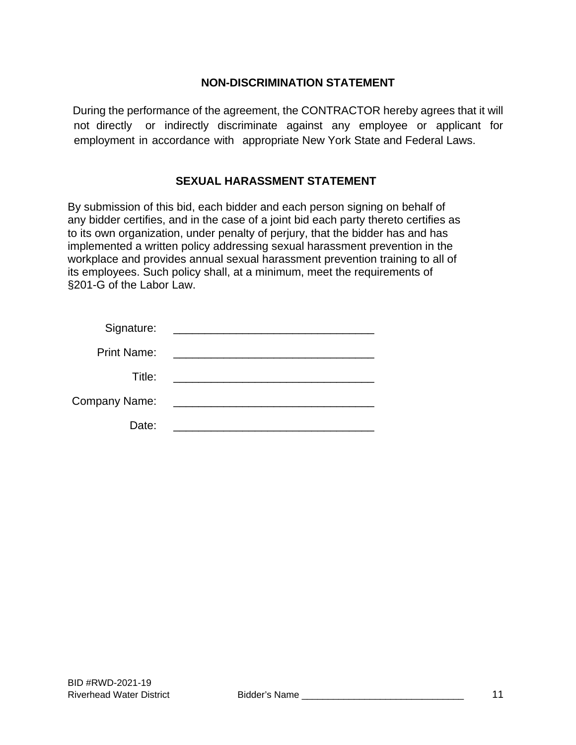## NON-DISCRIMINATION STATEMENT

During the performance of the agreement, the CONTRACTOR hereby agrees that it will not directly or indirectly discriminate against any employee or applicant for employment in accordance with appropriate New York State and Federal Laws.

## SEXUAL HARASSMENT STATEMENT

By submission of this bid, each bidder and each person signing on behalf of any bidder certifies, and in the case of a joint bid each party thereto certifies as to its own organization, under penalty of perjury, that the bidder has and has implemented a written policy addressing sexual harassment prevention in the workplace and provides annual sexual harassment prevention training to all of its employees. Such policy shall, at a minimum, meet the requirements of §201-G of the Labor Law.

Signature: ________________________________

Print Name: ________________________________

Title: ________________________________

Company Name: ________________________________

Date: ________________________________

BID #RWD-2021-19
Riverhead Water District Bidder's Name ______________________________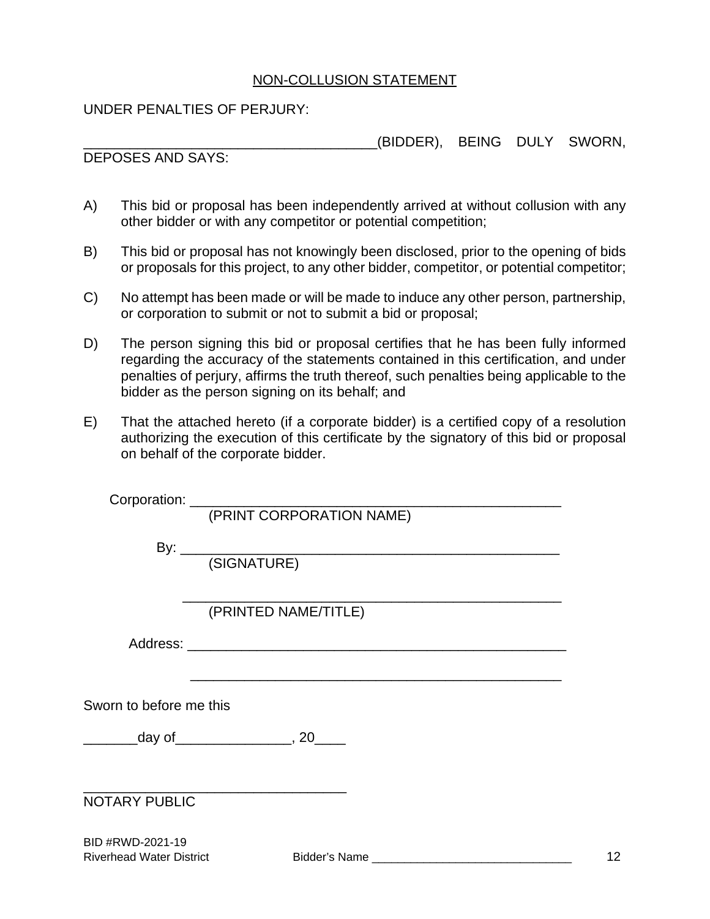# NON-COLLUSION STATEMENT

UNDER PENALTIES OF PERJURY:

_______________________________________(BIDDER), BEING DULY SWORN, DEPOSES AND SAYS:

A) This bid or proposal has been independently arrived at without collusion with any other bidder or with any competitor or potential competition;

B) This bid or proposal has not knowingly been disclosed, prior to the opening of bids or proposals for this project, to any other bidder, competitor, or potential competitor;

C) No attempt has been made or will be made to induce any other person, partnership, or corporation to submit or not to submit a bid or proposal;

D) The person signing this bid or proposal certifies that he has been fully informed regarding the accuracy of the statements contained in this certification, and under penalties of perjury, affirms the truth thereof, such penalties being applicable to the bidder as the person signing on its behalf; and

E) That the attached hereto (if a corporate bidder) is a certified copy of a resolution authorizing the execution of this certificate by the signatory of this bid or proposal on behalf of the corporate bidder.

Corporation: __________________________________________________
(PRINT CORPORATION NAME)

By: __________________________________________________
(SIGNATURE)

__________________________________________________
(PRINTED NAME/TITLE)

Address: __________________________________________________

__________________________________________________

Sworn to before me this

_______day of_______________, 20____

__________________________________
NOTARY PUBLIC

BID #RWD-2021-19
Riverhead Water District Bidder's Name ______________________________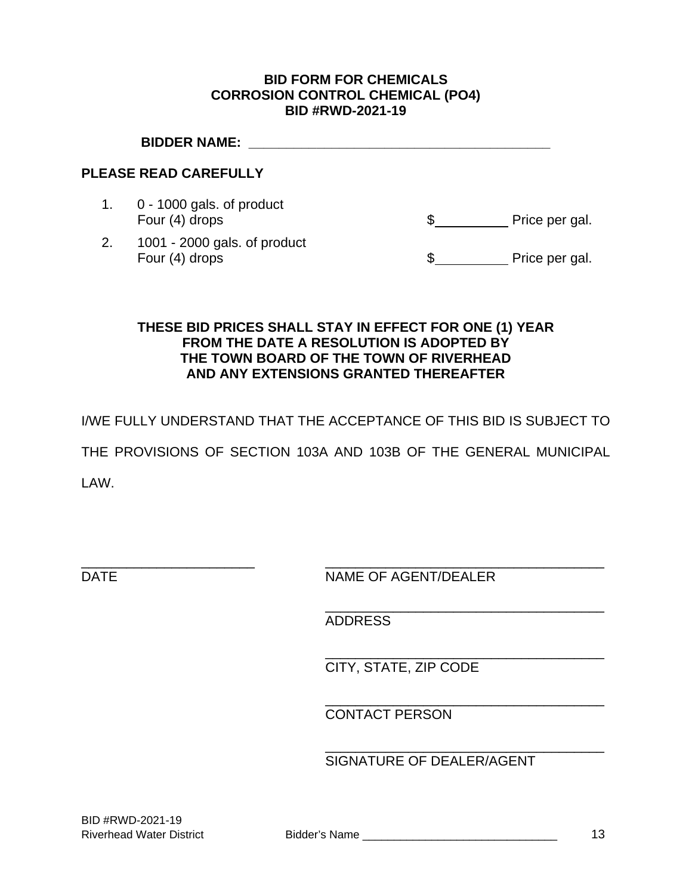**BID FORM FOR CHEMICALS**
**CORROSION CONTROL CHEMICAL (PO4)**
**BID #RWD-2021-19**

**BIDDER NAME: \_\_\_\_\_\_\_\_\_\_\_\_\_\_\_\_\_\_\_\_\_\_\_\_\_\_\_\_\_\_\_\_\_\_\_\_\_\_\_\_**

**PLEASE READ CAREFULLY**

1. 0 - 1000 gals. of product
   Four (4) drops — $\_\_\_\_\_\_\_\_\_\_ Price per gal.
2. 1001 - 2000 gals. of product
   Four (4) drops — $\_\_\_\_\_\_\_\_\_\_ Price per gal.

**THESE BID PRICES SHALL STAY IN EFFECT FOR ONE (1) YEAR FROM THE DATE A RESOLUTION IS ADOPTED BY THE TOWN BOARD OF THE TOWN OF RIVERHEAD AND ANY EXTENSIONS GRANTED THEREAFTER**

I/WE FULLY UNDERSTAND THAT THE ACCEPTANCE OF THIS BID IS SUBJECT TO THE PROVISIONS OF SECTION 103A AND 103B OF THE GENERAL MUNICIPAL LAW.

\_\_\_\_\_\_\_\_\_\_\_\_\_\_\_\_\_\_\_\_\_\_\_\_
DATE

\_\_\_\_\_\_\_\_\_\_\_\_\_\_\_\_\_\_\_\_\_\_\_\_\_\_\_\_\_\_\_\_\_\_\_\_\_\_
NAME OF AGENT/DEALER

\_\_\_\_\_\_\_\_\_\_\_\_\_\_\_\_\_\_\_\_\_\_\_\_\_\_\_\_\_\_\_\_\_\_\_\_\_\_
ADDRESS

\_\_\_\_\_\_\_\_\_\_\_\_\_\_\_\_\_\_\_\_\_\_\_\_\_\_\_\_\_\_\_\_\_\_\_\_\_\_
CITY, STATE, ZIP CODE

\_\_\_\_\_\_\_\_\_\_\_\_\_\_\_\_\_\_\_\_\_\_\_\_\_\_\_\_\_\_\_\_\_\_\_\_\_\_
CONTACT PERSON

\_\_\_\_\_\_\_\_\_\_\_\_\_\_\_\_\_\_\_\_\_\_\_\_\_\_\_\_\_\_\_\_\_\_\_\_\_\_
SIGNATURE OF DEALER/AGENT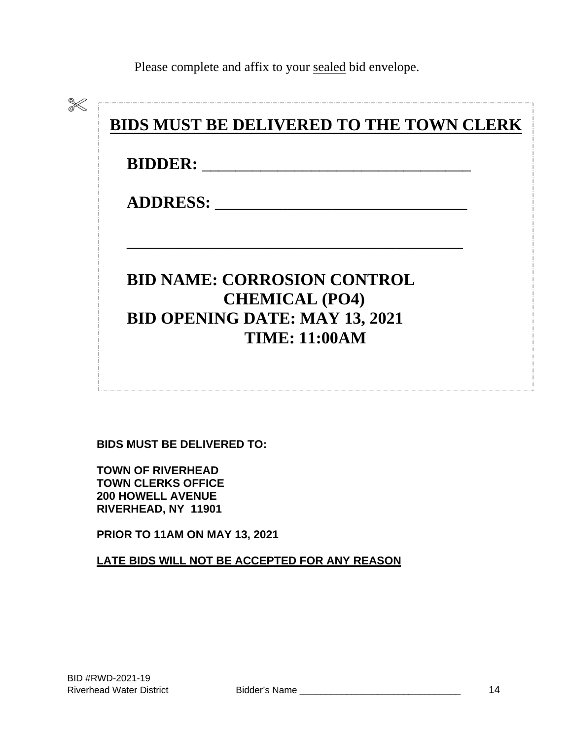Please complete and affix to your <u>sealed</u> bid envelope.

✂

**<u>BIDS MUST BE DELIVERED TO THE TOWN CLERK</u>**

**BIDDER:** ________________________________

**ADDRESS:** ______________________________

__________________________________________

**BID NAME: CORROSION CONTROL CHEMICAL (PO4)**

**BID OPENING DATE: MAY 13, 2021**

**TIME: 11:00AM**

**BIDS MUST BE DELIVERED TO:**

**TOWN OF RIVERHEAD**
**TOWN CLERKS OFFICE**
**200 HOWELL AVENUE**
**RIVERHEAD, NY 11901**

**PRIOR TO 11AM ON MAY 13, 2021**

**<u>LATE BIDS WILL NOT BE ACCEPTED FOR ANY REASON</u>**